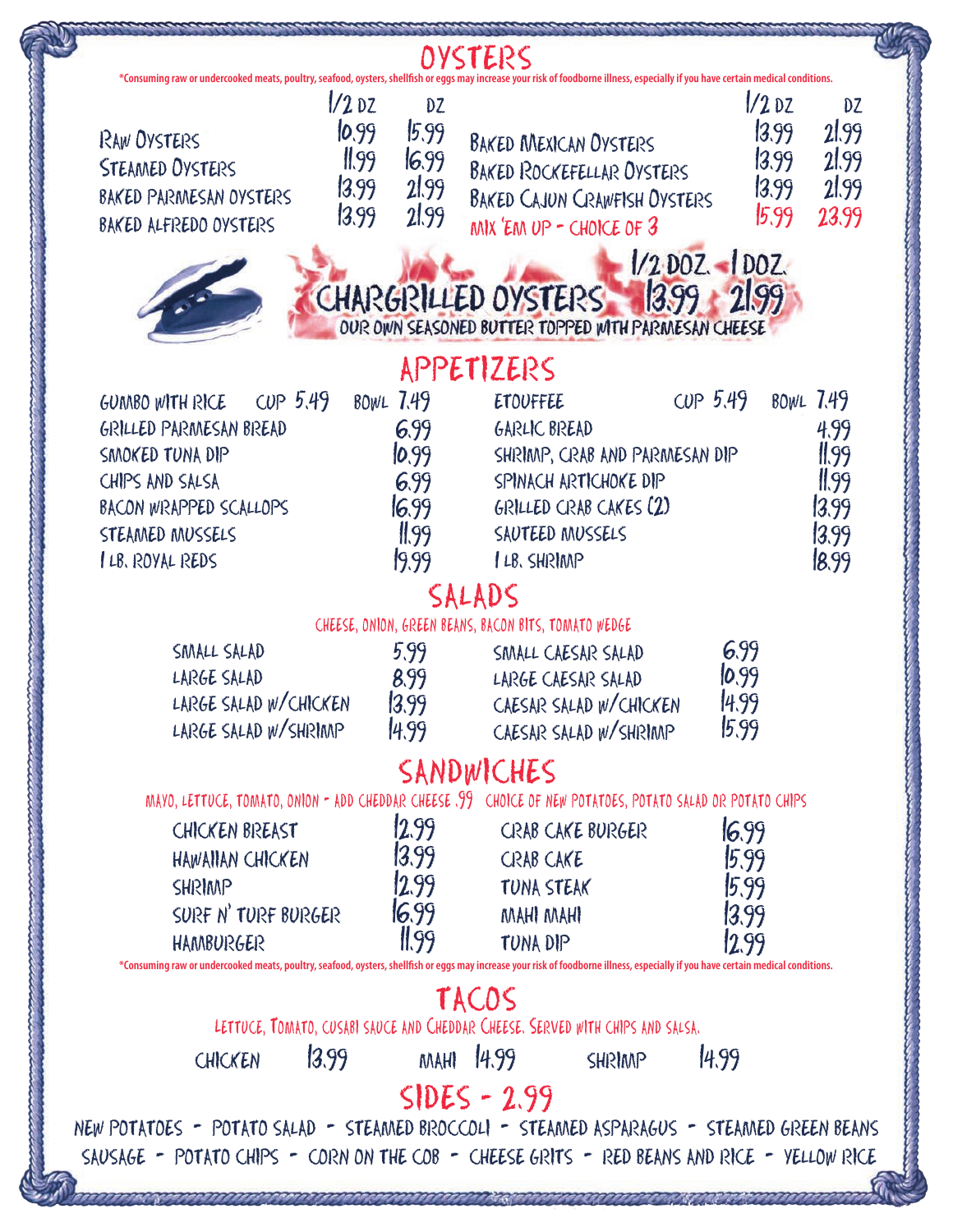# OYSTERS

*Consuming raw or undercooked meats, poultry, seafood, oysters, shellfish or eggs may increase your risk of foodborne illness, especially if you have certain medical conditions.

| | 1/2 DZ | DZ |
|---|---|---|
| Raw Oysters | 10.99 | 15.99 |
| Steamed Oysters | 11.99 | 16.99 |
| Baked Parmesan Oysters | 13.99 | 21.99 |
| Baked Alfredo Oysters | 13.99 | 21.99 |
| Baked Mexican Oysters | 13.99 | 21.99 |
| Baked Rockefellar Oysters | 13.99 | 21.99 |
| Baked Cajun Crawfish Oysters | 13.99 | 21.99 |
| Mix 'Em Up - Choice of 3 | 15.99 | 23.99 |

## CHARGRILLED OYSTERS

| | 1/2 DOZ. | 1 DOZ. |
|---|---|---|
| Chargrilled Oysters | 13.99 | 21.99 |

OUR OWN SEASONED BUTTER TOPPED WITH PARMESAN CHEESE

# APPETIZERS

| Item | Cup | Bowl |
|---|---|---|
| Gumbo with Rice | 5.49 | 7.49 |
| Etouffee | 5.49 | 7.49 |

| Item | Price |
|---|---|
| Grilled Parmesan Bread | 6.99 |
| Smoked Tuna Dip | 10.99 |
| Chips and Salsa | 6.99 |
| Bacon Wrapped Scallops | 16.99 |
| Steamed Mussels | 11.99 |
| 1 lb. Royal Reds | 19.99 |
| Garlic Bread | 4.99 |
| Shrimp, Crab and Parmesan Dip | 11.99 |
| Spinach Artichoke Dip | 11.99 |
| Grilled Crab Cakes (2) | 13.99 |
| Sauteed Mussels | 13.99 |
| 1 lb. Shrimp | 18.99 |

# SALADS

CHEESE, ONION, GREEN BEANS, BACON BITS, TOMATO WEDGE

| Item | Price |
|---|---|
| Small Salad | 5.99 |
| Large Salad | 8.99 |
| Large Salad w/Chicken | 13.99 |
| Large Salad w/Shrimp | 14.99 |
| Small Caesar Salad | 6.99 |
| Large Caesar Salad | 10.99 |
| Caesar Salad w/Chicken | 14.99 |
| Caesar Salad w/Shrimp | 15.99 |

# SANDWICHES

MAYO, LETTUCE, TOMATO, ONION - ADD CHEDDAR CHEESE .99 CHOICE OF NEW POTATOES, POTATO SALAD OR POTATO CHIPS

| Item | Price |
|---|---|
| Chicken Breast | 12.99 |
| Hawaiian Chicken | 13.99 |
| Shrimp | 12.99 |
| Surf N' Turf Burger | 16.99 |
| Hamburger | 11.99 |
| Crab Cake Burger | 16.99 |
| Crab Cake | 15.99 |
| Tuna Steak | 15.99 |
| Mahi Mahi | 13.99 |
| Tuna Dip | 12.99 |

*Consuming raw or undercooked meats, poultry, seafood, oysters, shellfish or eggs may increase your risk of foodborne illness, especially if you have certain medical conditions.

# TACOS

LETTUCE, TOMATO, CUSABI SAUCE AND CHEDDAR CHEESE. SERVED WITH CHIPS AND SALSA.

| Item | Price |
|---|---|
| Chicken | 13.99 |
| Mahi | 14.99 |
| Shrimp | 14.99 |

# SIDES - 2.99

NEW POTATOES - POTATO SALAD - STEAMED BROCCOLI - STEAMED ASPARAGUS - STEAMED GREEN BEANS
SAUSAGE - POTATO CHIPS - CORN ON THE COB - CHEESE GRITS - RED BEANS AND RICE - YELLOW RICE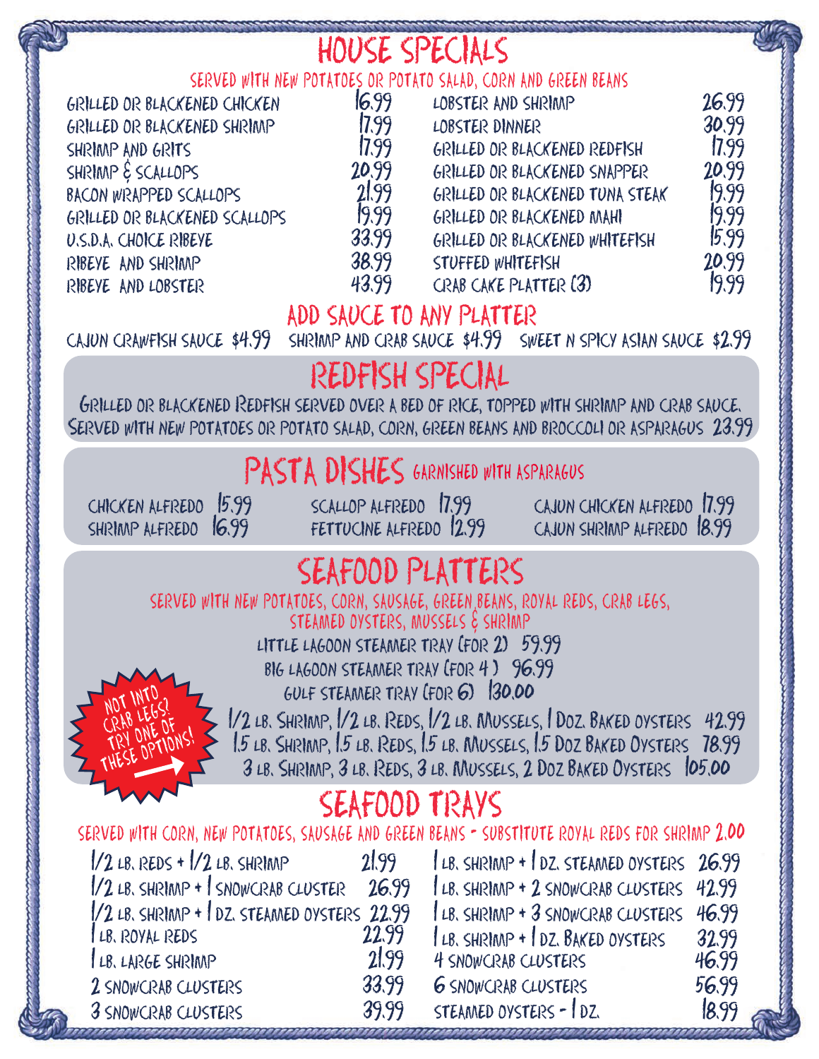# HOUSE SPECIALS

SERVED WITH NEW POTATOES OR POTATO SALAD, CORN AND GREEN BEANS

| Item | Price |
|---|---|
| GRILLED OR BLACKENED CHICKEN | 16.99 |
| GRILLED OR BLACKENED SHRIMP | 17.99 |
| SHRIMP AND GRITS | 17.99 |
| SHRIMP & SCALLOPS | 20.99 |
| BACON WRAPPED SCALLOPS | 21.99 |
| GRILLED OR BLACKENED SCALLOPS | 19.99 |
| U.S.D.A. CHOICE RIBEYE | 33.99 |
| RIBEYE AND SHRIMP | 38.99 |
| RIBEYE AND LOBSTER | 43.99 |
| LOBSTER AND SHRIMP | 26.99 |
| LOBSTER DINNER | 30.99 |
| GRILLED OR BLACKENED REDFISH | 17.99 |
| GRILLED OR BLACKENED SNAPPER | 20.99 |
| GRILLED OR BLACKENED TUNA STEAK | 19.99 |
| GRILLED OR BLACKENED MAHI | 19.99 |
| GRILLED OR BLACKENED WHITEFISH | 15.99 |
| STUFFED WHITEFISH | 20.99 |
| CRAB CAKE PLATTER (3) | 19.99 |

## ADD SAUCE TO ANY PLATTER

CAJUN CRAWFISH SAUCE $4.99 SHRIMP AND CRAB SAUCE $4.99 SWEET N SPICY ASIAN SAUCE $2.99

# REDFISH SPECIAL

Grilled or Blackened Redfish served over a bed of rice, topped with shrimp and crab sauce. Served with new potatoes or potato salad, corn, green beans and broccoli or asparagus 23.99

# PASTA DISHES

GARNISHED WITH ASPARAGUS

| Item | Price |
|---|---|
| CHICKEN ALFREDO | 15.99 |
| SHRIMP ALFREDO | 16.99 |
| SCALLOP ALFREDO | 17.99 |
| FETTUCINE ALFREDO | 12.99 |
| CAJUN CHICKEN ALFREDO | 17.99 |
| CAJUN SHRIMP ALFREDO | 18.99 |

# SEAFOOD PLATTERS

SERVED WITH NEW POTATOES, CORN, SAUSAGE, GREEN BEANS, ROYAL REDS, CRAB LEGS, STEAMED OYSTERS, MUSSELS & SHRIMP

| Item | Price |
|---|---|
| LITTLE LAGOON STEAMER TRAY (FOR 2) | 59.99 |
| BIG LAGOON STEAMER TRAY (FOR 4) | 96.99 |
| GULF STEAMER TRAY (FOR 6) | 130.00 |

NOT INTO CRAB LEGS? TRY ONE OF THESE OPTIONS!

| Item | Price |
|---|---|
| 1/2 lb. Shrimp, 1/2 lb. Reds, 1/2 lb. Mussels, 1 Doz. Baked Oysters | 42.99 |
| 1.5 lb. Shrimp, 1.5 lb. Reds, 1.5 lb. Mussels, 1.5 Doz Baked Oysters | 78.99 |
| 3 lb. Shrimp, 3 lb. Reds, 3 lb. Mussels, 2 Doz Baked Oysters | 105.00 |

# SEAFOOD TRAYS

SERVED WITH CORN, NEW POTATOES, SAUSAGE AND GREEN BEANS - SUBSTITUTE ROYAL REDS FOR SHRIMP 2.00

| Item | Price |
|---|---|
| 1/2 LB. REDS + 1/2 LB. SHRIMP | 21.99 |
| 1/2 LB. SHRIMP + 1 SNOWCRAB CLUSTER | 26.99 |
| 1/2 LB. SHRIMP + 1 DZ. STEAMED OYSTERS | 22.99 |
| 1 LB. ROYAL REDS | 22.99 |
| 1 LB. LARGE SHRIMP | 21.99 |
| 2 SNOWCRAB CLUSTERS | 33.99 |
| 3 SNOWCRAB CLUSTERS | 39.99 |
| 1 LB. SHRIMP + 1 DZ. STEAMED OYSTERS | 26.99 |
| 1 LB. SHRIMP + 2 SNOWCRAB CLUSTERS | 42.99 |
| 1 LB. SHRIMP + 3 SNOWCRAB CLUSTERS | 46.99 |
| 1 LB. SHRIMP + 1 DZ. BAKED OYSTERS | 32.99 |
| 4 SNOWCRAB CLUSTERS | 46.99 |
| 6 SNOWCRAB CLUSTERS | 56.99 |
| STEAMED OYSTERS - 1 DZ. | 18.99 |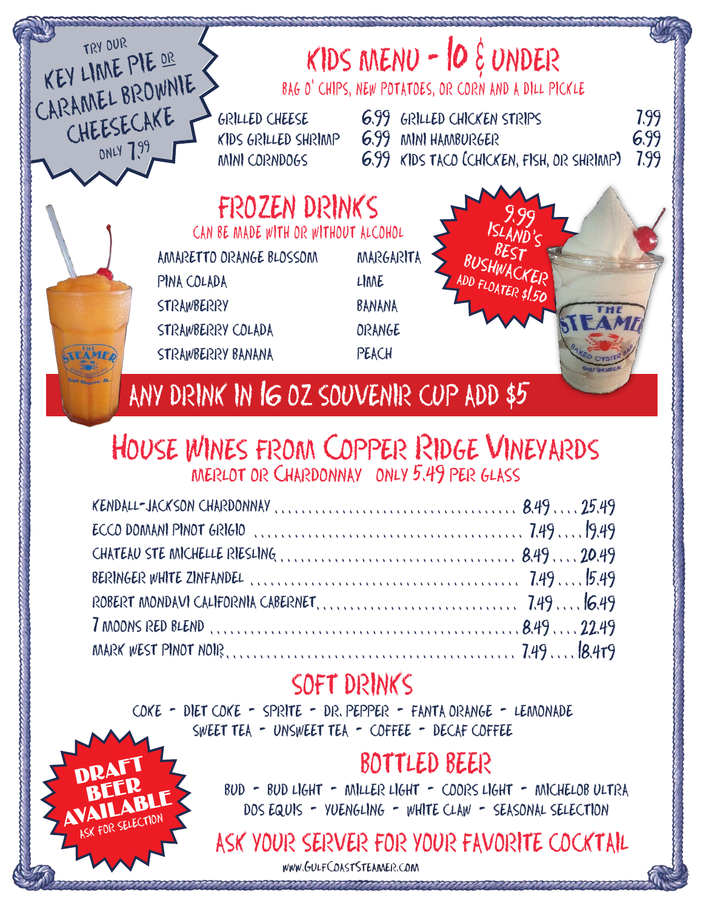Try our
Key Lime Pie or
Caramel Brownie
Cheesecake
only 7.99

# Kids Menu - 10 & Under

Bag O' Chips, New Potatoes, or Corn and a Dill Pickle

| | | | |
|---|---|---|---|
| Grilled Cheese | 6.99 | Grilled Chicken Strips | 7.99 |
| Kids Grilled Shrimp | 6.99 | Mini Hamburger | 6.99 |
| Mini Corndogs | 6.99 | Kids Taco (Chicken, Fish, or Shrimp) | 7.99 |

# Frozen Drinks

Can be made with or without alcohol

- Amaretto Orange Blossom
- Pina Colada
- Strawberry
- Strawberry Colada
- Strawberry Banana
- Margarita
- Lime
- Banana
- Orange
- Peach

9.99 Island's Best Bushwacker
Add floater $1.50

## Any drink in 16 oz souvenir cup add $5

# House Wines from Copper Ridge Vineyards

Merlot or Chardonnay only 5.49 per glass

| | | |
|---|---|---|
| Kendall-Jackson Chardonnay | 8.49 | 25.49 |
| Ecco Domani Pinot Grigio | 7.49 | 19.49 |
| Chateau Ste Michelle Riesling | 8.49 | 20.49 |
| Beringer White Zinfandel | 7.49 | 15.49 |
| Robert Mondavi California Cabernet | 7.49 | 16.49 |
| 7 Moons Red Blend | 8.49 | 22.49 |
| Mark West Pinot Noir | 7.49 | 18.4T9 |

# Soft Drinks

Coke - Diet Coke - Sprite - Dr. Pepper - Fanta Orange - Lemonade
Sweet Tea - Unsweet Tea - Coffee - Decaf Coffee

# Bottled Beer

Bud - Bud Light - Miller Light - Coors Light - Michelob Ultra
Dos Equis - Yuengling - White Claw - Seasonal Selection

Draft Beer Available
Ask for selection

## Ask your server for your favorite cocktail

www.GulfCoastSteamer.com